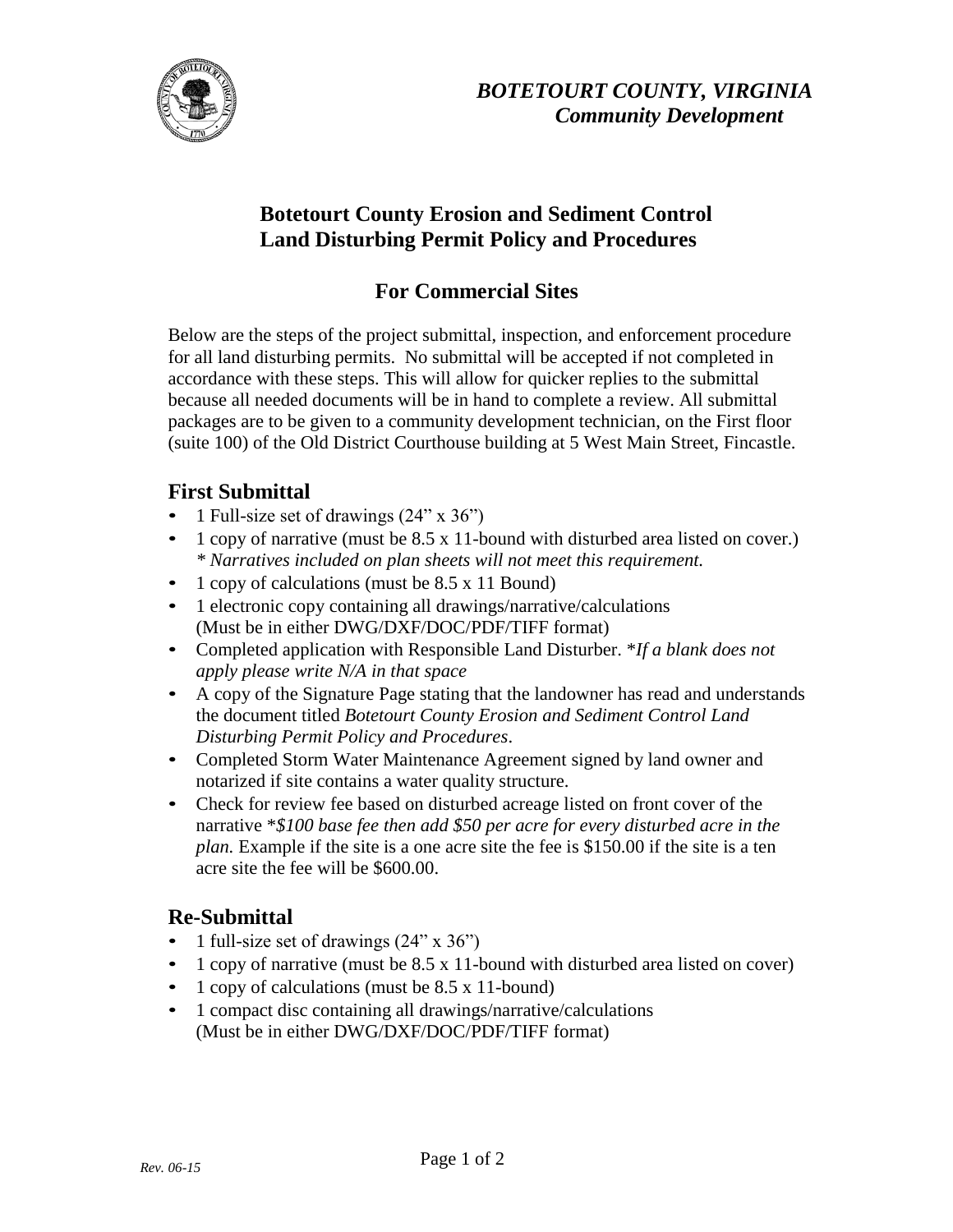*BOTETOURT COUNTY, VIRGINIA*
***Community Development***

# Botetourt County Erosion and Sediment Control Land Disturbing Permit Policy and Procedures

## For Commercial Sites

Below are the steps of the project submittal, inspection, and enforcement procedure for all land disturbing permits. No submittal will be accepted if not completed in accordance with these steps. This will allow for quicker replies to the submittal because all needed documents will be in hand to complete a review. All submittal packages are to be given to a community development technician, on the First floor (suite 100) of the Old District Courthouse building at 5 West Main Street, Fincastle.

## First Submittal

- 1 Full-size set of drawings (24" x 36")
- 1 copy of narrative (must be 8.5 x 11-bound with disturbed area listed on cover.)
  *\* Narratives included on plan sheets will not meet this requirement.*
- 1 copy of calculations (must be 8.5 x 11 Bound)
- 1 electronic copy containing all drawings/narrative/calculations (Must be in either DWG/DXF/DOC/PDF/TIFF format)
- Completed application with Responsible Land Disturber. *\*If a blank does not apply please write N/A in that space*
- A copy of the Signature Page stating that the landowner has read and understands the document titled *Botetourt County Erosion and Sediment Control Land Disturbing Permit Policy and Procedures*.
- Completed Storm Water Maintenance Agreement signed by land owner and notarized if site contains a water quality structure.
- Check for review fee based on disturbed acreage listed on front cover of the narrative *\*$100 base fee then add $50 per acre for every disturbed acre in the plan.* Example if the site is a one acre site the fee is $150.00 if the site is a ten acre site the fee will be $600.00.

## Re-Submittal

- 1 full-size set of drawings (24" x 36")
- 1 copy of narrative (must be 8.5 x 11-bound with disturbed area listed on cover)
- 1 copy of calculations (must be 8.5 x 11-bound)
- 1 compact disc containing all drawings/narrative/calculations (Must be in either DWG/DXF/DOC/PDF/TIFF format)

*Rev. 06-15*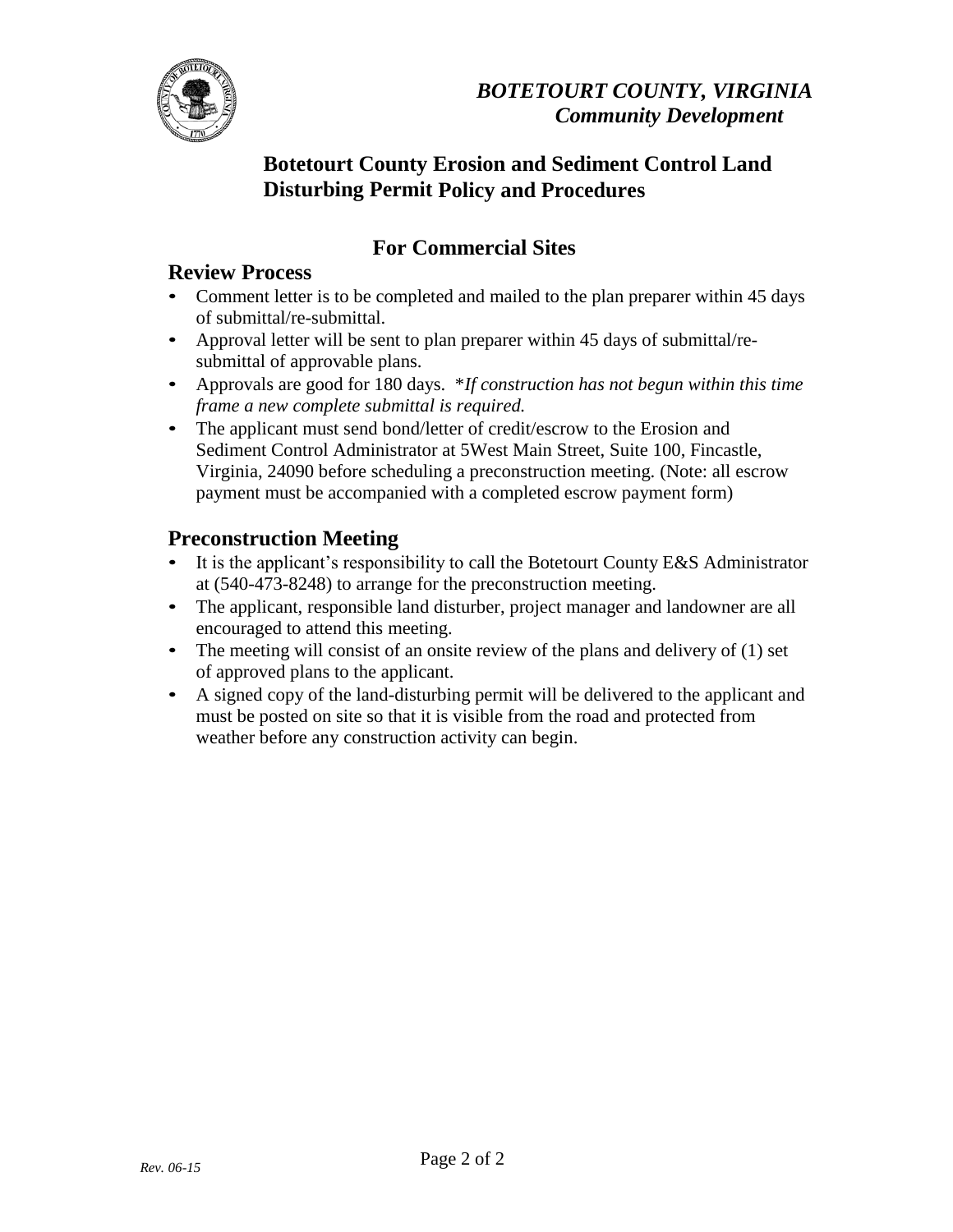*BOTETOURT COUNTY, VIRGINIA*
***Community Development***

# Botetourt County Erosion and Sediment Control Land Disturbing Permit Policy and Procedures

## For Commercial Sites

### Review Process

- Comment letter is to be completed and mailed to the plan preparer within 45 days of submittal/re-submittal.
- Approval letter will be sent to plan preparer within 45 days of submittal/re-submittal of approvable plans.
- Approvals are good for 180 days. *\*If construction has not begun within this time frame a new complete submittal is required.*
- The applicant must send bond/letter of credit/escrow to the Erosion and Sediment Control Administrator at 5West Main Street, Suite 100, Fincastle, Virginia, 24090 before scheduling a preconstruction meeting. (Note: all escrow payment must be accompanied with a completed escrow payment form)

### Preconstruction Meeting

- It is the applicant's responsibility to call the Botetourt County E&S Administrator at (540-473-8248) to arrange for the preconstruction meeting.
- The applicant, responsible land disturber, project manager and landowner are all encouraged to attend this meeting.
- The meeting will consist of an onsite review of the plans and delivery of (1) set of approved plans to the applicant.
- A signed copy of the land-disturbing permit will be delivered to the applicant and must be posted on site so that it is visible from the road and protected from weather before any construction activity can begin.

*Rev. 06-15*